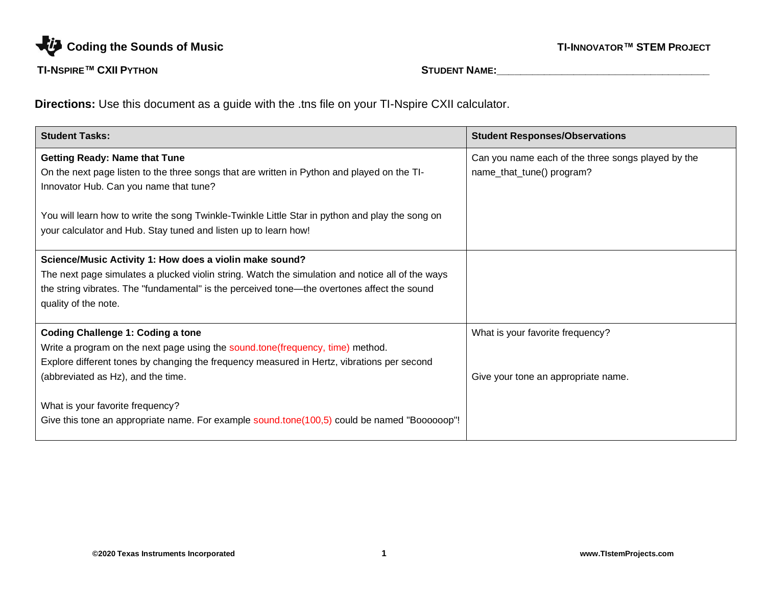# Coding the Sounds of Music

**TI-INNOVATOR™ STEM PROJECT**

**TI-NSPIRE™ CXII PYTHON**

**STUDENT NAME:**\_\_\_\_\_\_\_\_\_\_\_\_\_\_\_\_\_\_\_\_\_\_\_\_\_\_\_\_\_\_\_\_\_\_\_\_\_\_\_\_

**Directions:** Use this document as a guide with the .tns file on your TI-Nspire CXII calculator.

| Student Tasks: | Student Responses/Observations |
|---|---|
| **Getting Ready: Name that Tune**<br>On the next page listen to the three songs that are written in Python and played on the TI-Innovator Hub. Can you name that tune?<br><br>You will learn how to write the song Twinkle-Twinkle Little Star in python and play the song on your calculator and Hub. Stay tuned and listen up to learn how! | Can you name each of the three songs played by the name_that_tune() program? |
| **Science/Music Activity 1: How does a violin make sound?**<br>The next page simulates a plucked violin string. Watch the simulation and notice all of the ways the string vibrates. The "fundamental" is the perceived tone—the overtones affect the sound quality of the note. | |
| **Coding Challenge 1: Coding a tone**<br>Write a program on the next page using the sound.tone(frequency, time) method.<br>Explore different tones by changing the frequency measured in Hertz, vibrations per second (abbreviated as Hz), and the time.<br><br>What is your favorite frequency?<br>Give this tone an appropriate name. For example sound.tone(100,5) could be named "Boooooop"! | What is your favorite frequency?<br><br>Give your tone an appropriate name. |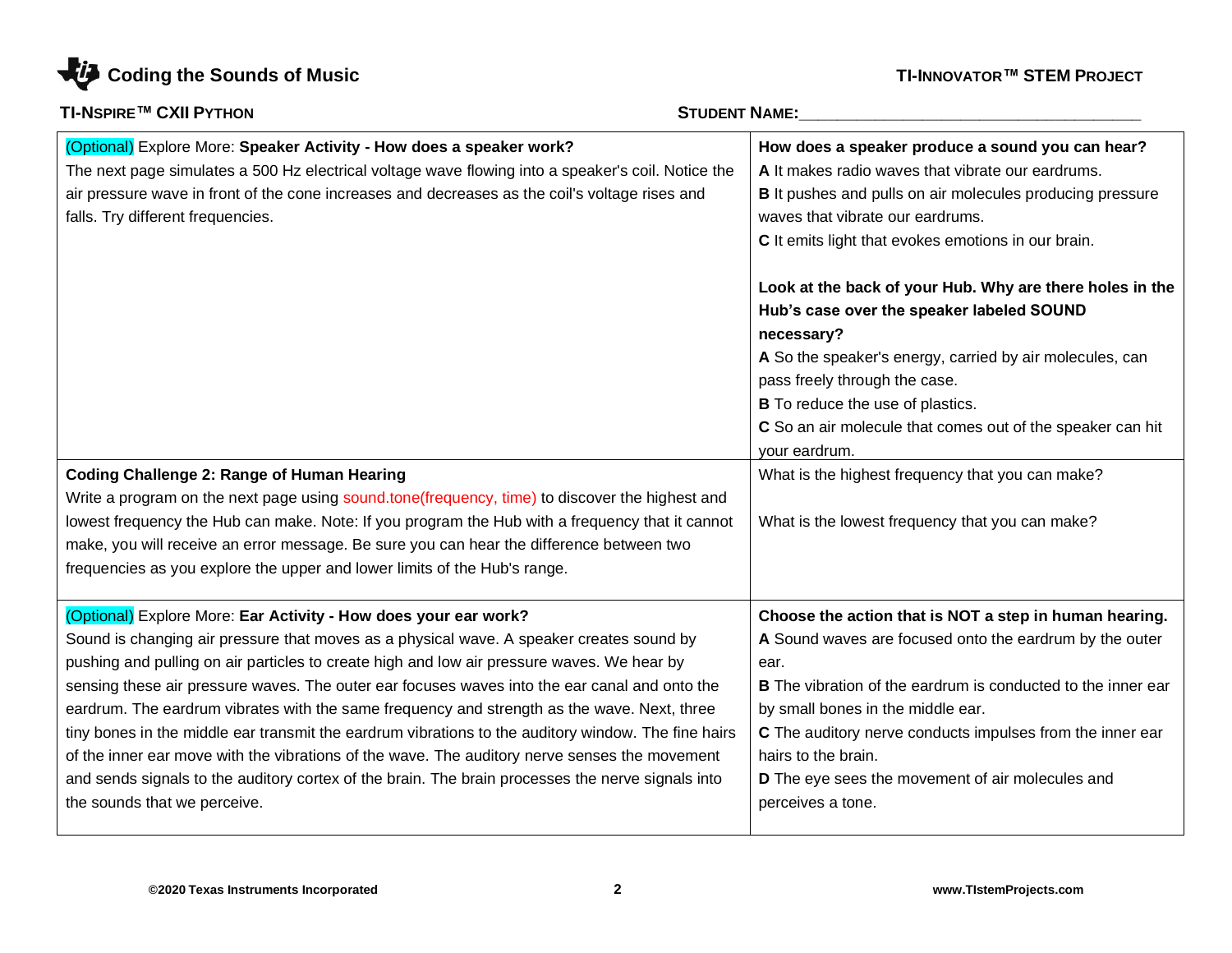**TI-NSPIRE™ CXII PYTHON** | **STUDENT NAME:**_______________________________________

| | |
|---|---|
| (Optional) Explore More: **Speaker Activity - How does a speaker work?**<br>The next page simulates a 500 Hz electrical voltage wave flowing into a speaker's coil. Notice the air pressure wave in front of the cone increases and decreases as the coil's voltage rises and falls. Try different frequencies. | **How does a speaker produce a sound you can hear?**<br>**A** It makes radio waves that vibrate our eardrums.<br>**B** It pushes and pulls on air molecules producing pressure waves that vibrate our eardrums.<br>**C** It emits light that evokes emotions in our brain.<br><br>**Look at the back of your Hub. Why are there holes in the Hub's case over the speaker labeled SOUND necessary?**<br>**A** So the speaker's energy, carried by air molecules, can pass freely through the case.<br>**B** To reduce the use of plastics.<br>**C** So an air molecule that comes out of the speaker can hit your eardrum. |
| **Coding Challenge 2: Range of Human Hearing**<br>Write a program on the next page using sound.tone(frequency, time) to discover the highest and lowest frequency the Hub can make. Note: If you program the Hub with a frequency that it cannot make, you will receive an error message. Be sure you can hear the difference between two frequencies as you explore the upper and lower limits of the Hub's range. | What is the highest frequency that you can make?<br><br>What is the lowest frequency that you can make? |
| (Optional) Explore More: **Ear Activity - How does your ear work?**<br>Sound is changing air pressure that moves as a physical wave. A speaker creates sound by pushing and pulling on air particles to create high and low air pressure waves. We hear by sensing these air pressure waves. The outer ear focuses waves into the ear canal and onto the eardrum. The eardrum vibrates with the same frequency and strength as the wave. Next, three tiny bones in the middle ear transmit the eardrum vibrations to the auditory window. The fine hairs of the inner ear move with the vibrations of the wave. The auditory nerve senses the movement and sends signals to the auditory cortex of the brain. The brain processes the nerve signals into the sounds that we perceive. | **Choose the action that is NOT a step in human hearing.**<br>**A** Sound waves are focused onto the eardrum by the outer ear.<br>**B** The vibration of the eardrum is conducted to the inner ear by small bones in the middle ear.<br>**C** The auditory nerve conducts impulses from the inner ear hairs to the brain.<br>**D** The eye sees the movement of air molecules and perceives a tone. |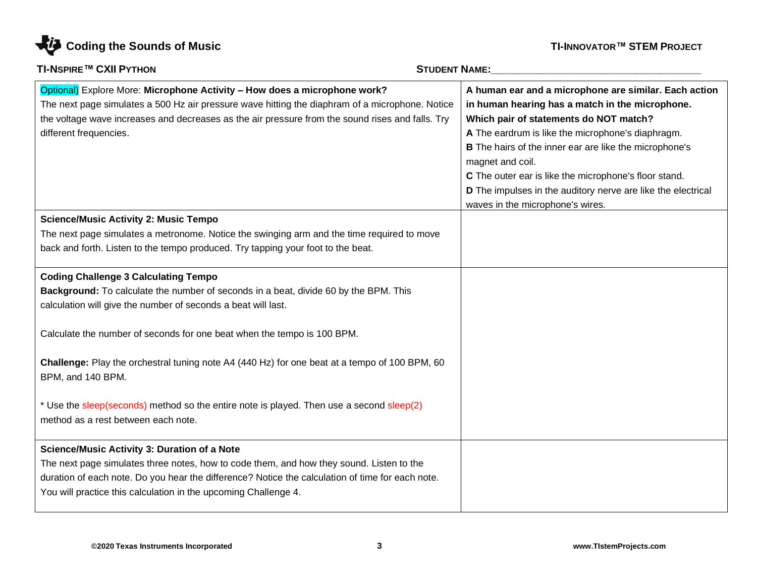| | |
|---|---|
| Optional) Explore More: **Microphone Activity – How does a microphone work?**<br>The next page simulates a 500 Hz air pressure wave hitting the diaphram of a microphone. Notice the voltage wave increases and decreases as the air pressure from the sound rises and falls. Try different frequencies. | **A human ear and a microphone are similar. Each action in human hearing has a match in the microphone. Which pair of statements do NOT match?**<br>**A** The eardrum is like the microphone's diaphragm.<br>**B** The hairs of the inner ear are like the microphone's magnet and coil.<br>**C** The outer ear is like the microphone's floor stand.<br>**D** The impulses in the auditory nerve are like the electrical waves in the microphone's wires. |
| **Science/Music Activity 2: Music Tempo**<br>The next page simulates a metronome. Notice the swinging arm and the time required to move back and forth. Listen to the tempo produced. Try tapping your foot to the beat. | |
| **Coding Challenge 3 Calculating Tempo**<br>**Background:** To calculate the number of seconds in a beat, divide 60 by the BPM. This calculation will give the number of seconds a beat will last.<br><br>Calculate the number of seconds for one beat when the tempo is 100 BPM.<br><br>**Challenge:** Play the orchestral tuning note A4 (440 Hz) for one beat at a tempo of 100 BPM, 60 BPM, and 140 BPM.<br><br>* Use the sleep(seconds) method so the entire note is played. Then use a second sleep(2) method as a rest between each note. | |
| **Science/Music Activity 3: Duration of a Note**<br>The next page simulates three notes, how to code them, and how they sound. Listen to the duration of each note. Do you hear the difference? Notice the calculation of time for each note. You will practice this calculation in the upcoming Challenge 4. | |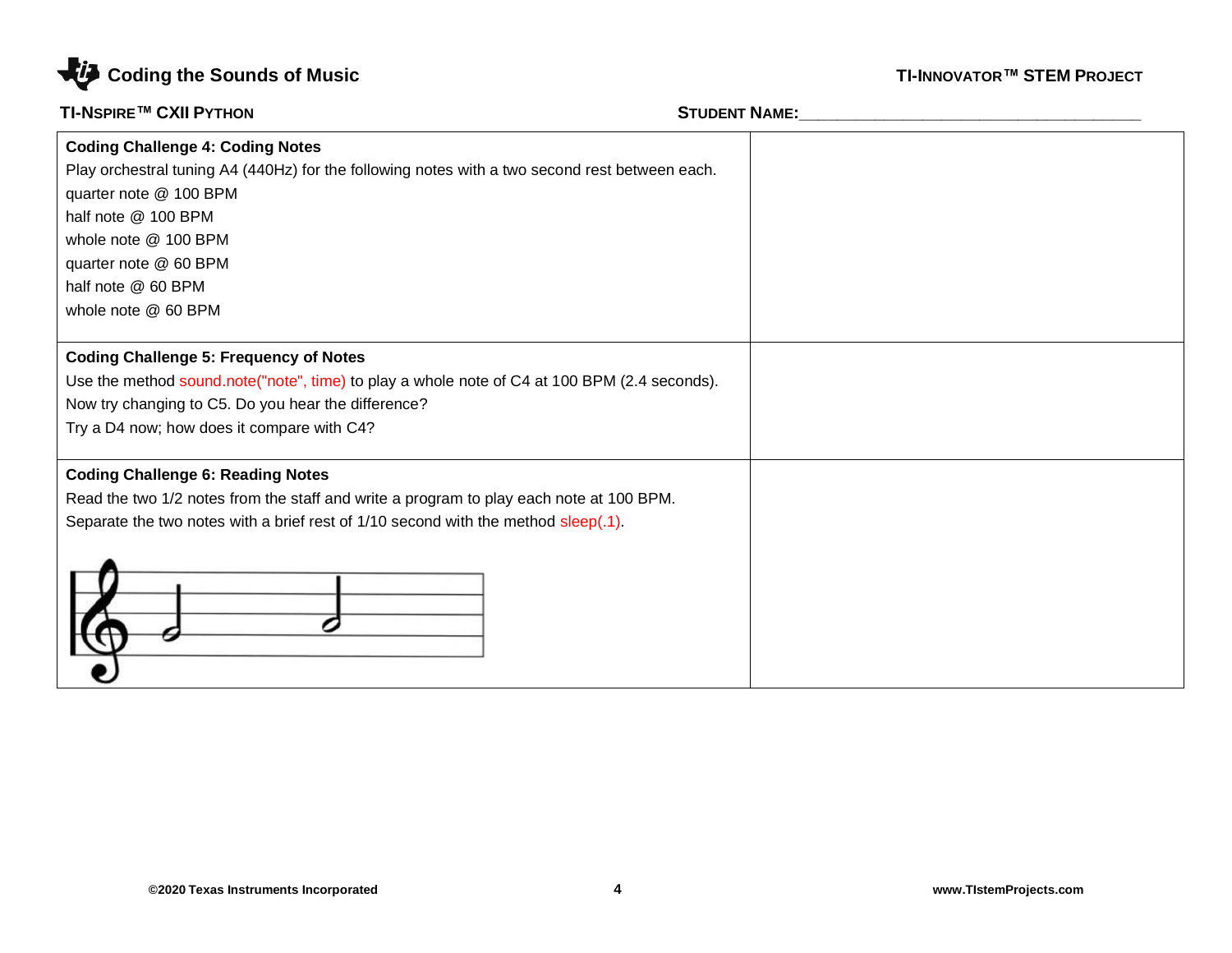**Coding Challenge 4: Coding Notes**

Play orchestral tuning A4 (440Hz) for the following notes with a two second rest between each.

quarter note @ 100 BPM
half note @ 100 BPM
whole note @ 100 BPM
quarter note @ 60 BPM
half note @ 60 BPM
whole note @ 60 BPM

**Coding Challenge 5: Frequency of Notes**

Use the method sound.note("note", time) to play a whole note of C4 at 100 BPM (2.4 seconds).
Now try changing to C5. Do you hear the difference?
Try a D4 now; how does it compare with C4?

**Coding Challenge 6: Reading Notes**

Read the two 1/2 notes from the staff and write a program to play each note at 100 BPM.
Separate the two notes with a brief rest of 1/10 second with the method sleep(.1).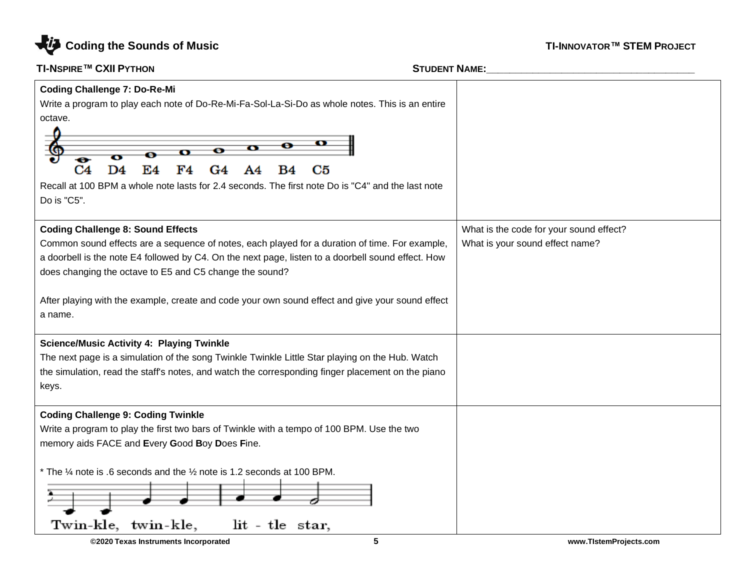| Coding Challenge 7: Do-Re-Mi | |
|---|---|
| **Coding Challenge 7: Do-Re-Mi**<br>Write a program to play each note of Do-Re-Mi-Fa-Sol-La-Si-Do as whole notes. This is an entire octave.<br>C4 D4 E4 F4 G4 A4 B4 C5<br>Recall at 100 BPM a whole note lasts for 2.4 seconds. The first note Do is "C4" and the last note Do is "C5". | |
| **Coding Challenge 8: Sound Effects**<br>Common sound effects are a sequence of notes, each played for a duration of time. For example, a doorbell is the note E4 followed by C4. On the next page, listen to a doorbell sound effect. How does changing the octave to E5 and C5 change the sound?<br><br>After playing with the example, create and code your own sound effect and give your sound effect a name. | What is the code for your sound effect?<br>What is your sound effect name? |
| **Science/Music Activity 4: Playing Twinkle**<br>The next page is a simulation of the song Twinkle Twinkle Little Star playing on the Hub. Watch the simulation, read the staff's notes, and watch the corresponding finger placement on the piano keys. | |
| **Coding Challenge 9: Coding Twinkle**<br>Write a program to play the first two bars of Twinkle with a tempo of 100 BPM. Use the two memory aids FACE and **E**very **G**ood **B**oy **D**oes **F**ine.<br><br>* The ¼ note is .6 seconds and the ½ note is 1.2 seconds at 100 BPM.<br>Twin-kle, twin-kle, lit - tle star, | |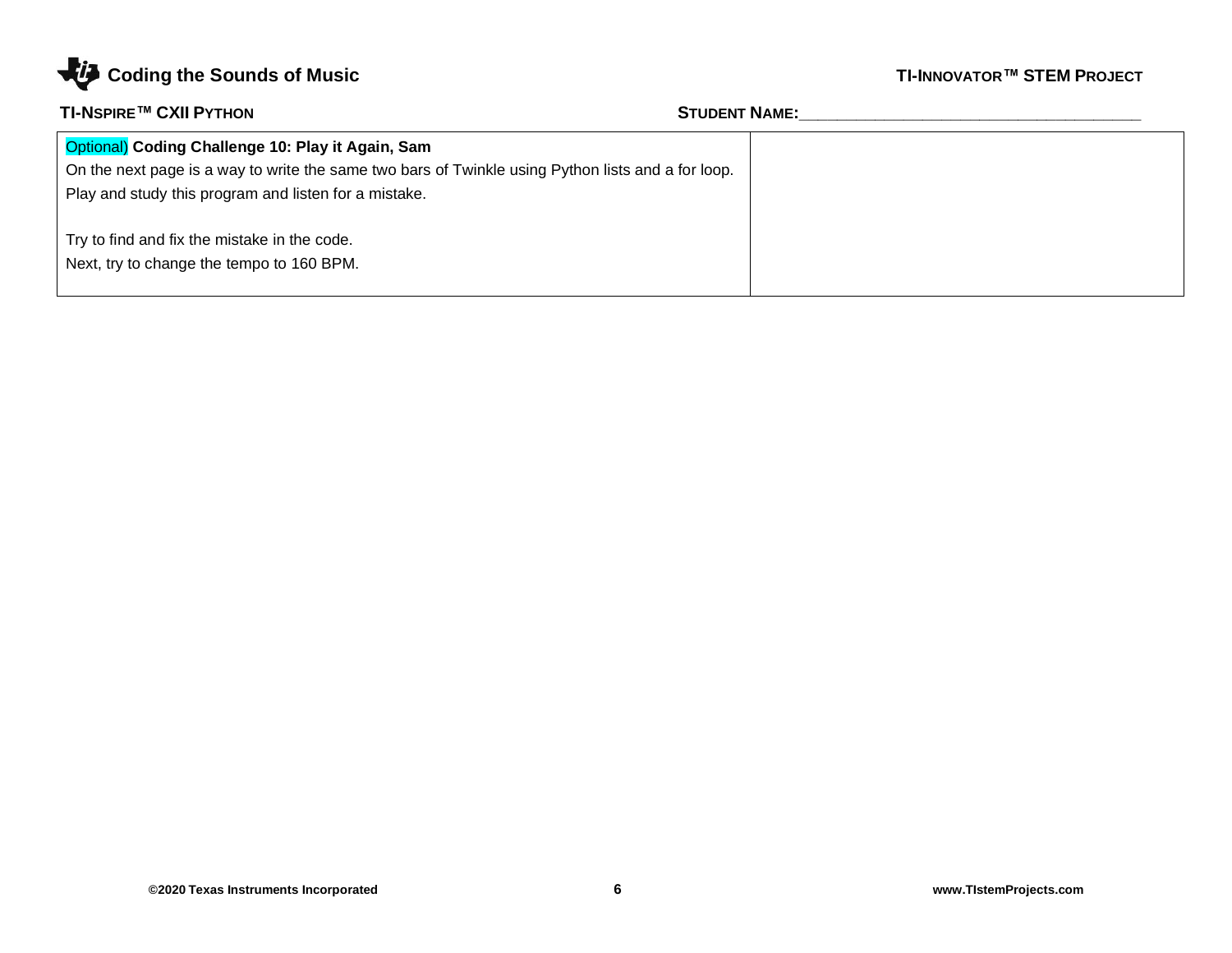| | |
|---|---|
| Optional) **Coding Challenge 10: Play it Again, Sam**<br>On the next page is a way to write the same two bars of Twinkle using Python lists and a for loop. Play and study this program and listen for a mistake.<br><br>Try to find and fix the mistake in the code.<br>Next, try to change the tempo to 160 BPM. | |